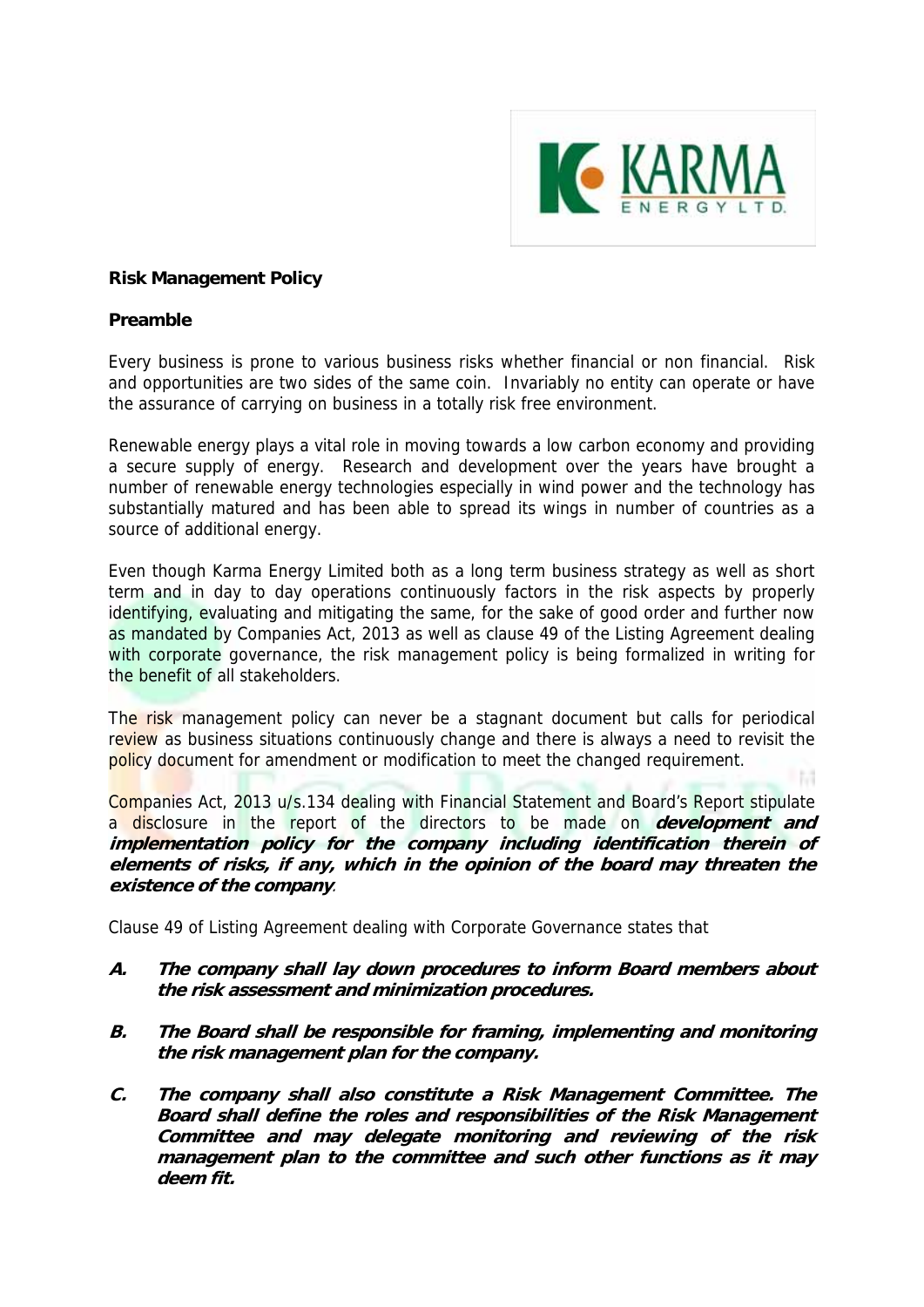**Risk Management Policy**

**Preamble**

Every business is prone to various business risks whether financial or non financial. Risk and opportunities are two sides of the same coin. Invariably no entity can operate or have the assurance of carrying on business in a totally risk free environment.

Renewable energy plays a vital role in moving towards a low carbon economy and providing a secure supply of energy. Research and development over the years have brought a number of renewable energy technologies especially in wind power and the technology has substantially matured and has been able to spread its wings in number of countries as a source of additional energy.

Even though Karma Energy Limited both as a long term business strategy as well as short term and in day to day operations continuously factors in the risk aspects by properly identifying, evaluating and mitigating the same, for the sake of good order and further now as mandated by Companies Act, 2013 as well as clause 49 of the Listing Agreement dealing with corporate governance, the risk management policy is being formalized in writing for the benefit of all stakeholders.

The risk management policy can never be a stagnant document but calls for periodical review as business situations continuously change and there is always a need to revisit the policy document for amendment or modification to meet the changed requirement.

Companies Act, 2013 u/s.134 dealing with Financial Statement and Board's Report stipulate a disclosure in the report of the directors to be made on ***development and implementation policy for the company including identification therein of elements of risks, if any, which in the opinion of the board may threaten the existence of the company***.

Clause 49 of Listing Agreement dealing with Corporate Governance states that

- ***A. The company shall lay down procedures to inform Board members about the risk assessment and minimization procedures.***
- ***B. The Board shall be responsible for framing, implementing and monitoring the risk management plan for the company.***
- ***C. The company shall also constitute a Risk Management Committee. The Board shall define the roles and responsibilities of the Risk Management Committee and may delegate monitoring and reviewing of the risk management plan to the committee and such other functions as it may deem fit.***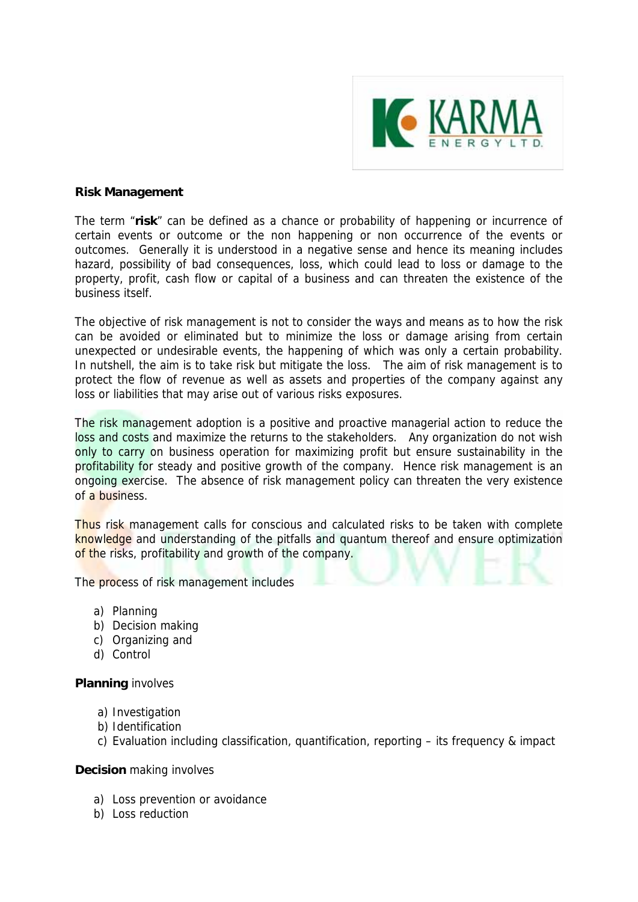**Risk Management**

The term "**risk**" can be defined as a chance or probability of happening or incurrence of certain events or outcome or the non happening or non occurrence of the events or outcomes. Generally it is understood in a negative sense and hence its meaning includes hazard, possibility of bad consequences, loss, which could lead to loss or damage to the property, profit, cash flow or capital of a business and can threaten the existence of the business itself.

The objective of risk management is not to consider the ways and means as to how the risk can be avoided or eliminated but to minimize the loss or damage arising from certain unexpected or undesirable events, the happening of which was only a certain probability. In nutshell, the aim is to take risk but mitigate the loss. The aim of risk management is to protect the flow of revenue as well as assets and properties of the company against any loss or liabilities that may arise out of various risks exposures.

The risk management adoption is a positive and proactive managerial action to reduce the loss and costs and maximize the returns to the stakeholders. Any organization do not wish only to carry on business operation for maximizing profit but ensure sustainability in the profitability for steady and positive growth of the company. Hence risk management is an ongoing exercise. The absence of risk management policy can threaten the very existence of a business.

Thus risk management calls for conscious and calculated risks to be taken with complete knowledge and understanding of the pitfalls and quantum thereof and ensure optimization of the risks, profitability and growth of the company.

The process of risk management includes

a) Planning
b) Decision making
c) Organizing and
d) Control

**Planning** involves

a) Investigation
b) Identification
c) Evaluation including classification, quantification, reporting – its frequency & impact

**Decision** making involves

a) Loss prevention or avoidance
b) Loss reduction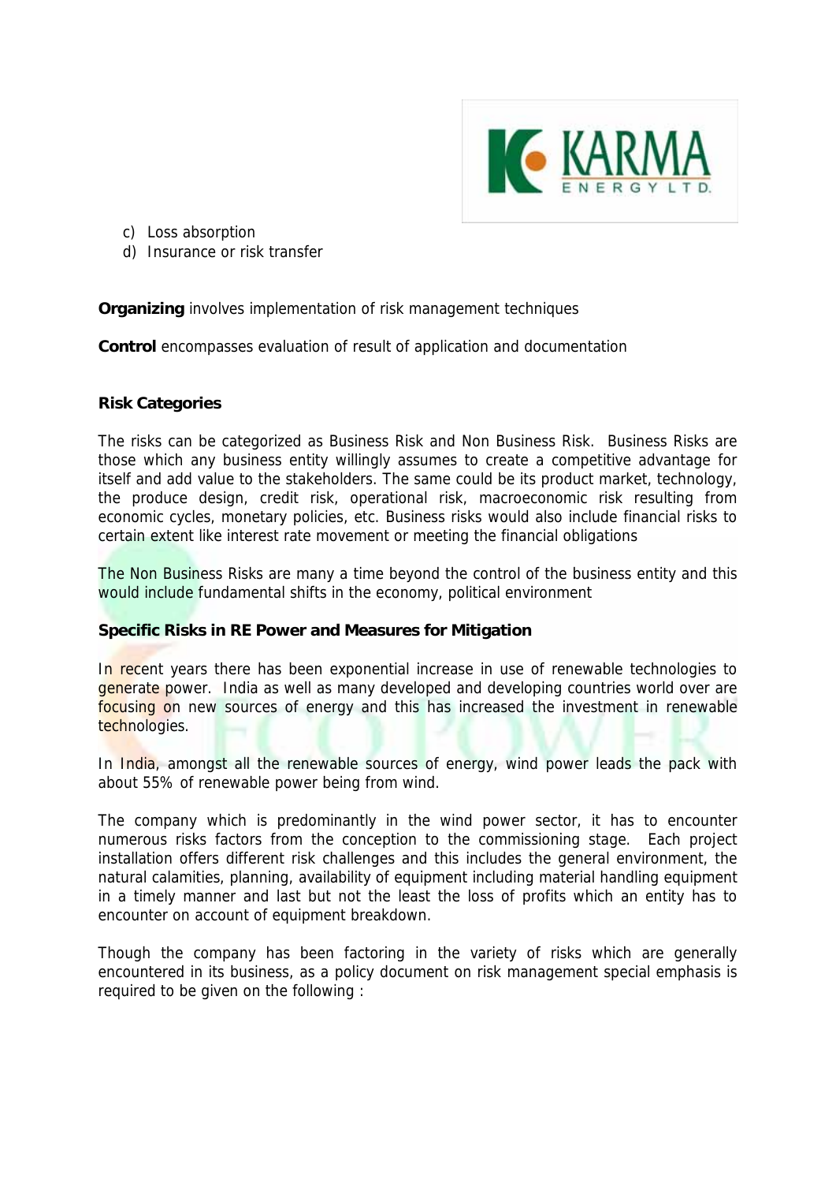c) Loss absorption
d) Insurance or risk transfer

**Organizing** involves implementation of risk management techniques

**Control** encompasses evaluation of result of application and documentation

**Risk Categories**

The risks can be categorized as Business Risk and Non Business Risk. Business Risks are those which any business entity willingly assumes to create a competitive advantage for itself and add value to the stakeholders. The same could be its product market, technology, the produce design, credit risk, operational risk, macroeconomic risk resulting from economic cycles, monetary policies, etc. Business risks would also include financial risks to certain extent like interest rate movement or meeting the financial obligations

The Non Business Risks are many a time beyond the control of the business entity and this would include fundamental shifts in the economy, political environment

**Specific Risks in RE Power and Measures for Mitigation**

In recent years there has been exponential increase in use of renewable technologies to generate power. India as well as many developed and developing countries world over are focusing on new sources of energy and this has increased the investment in renewable technologies.

In India, amongst all the renewable sources of energy, wind power leads the pack with about 55% of renewable power being from wind.

The company which is predominantly in the wind power sector, it has to encounter numerous risks factors from the conception to the commissioning stage. Each project installation offers different risk challenges and this includes the general environment, the natural calamities, planning, availability of equipment including material handling equipment in a timely manner and last but not the least the loss of profits which an entity has to encounter on account of equipment breakdown.

Though the company has been factoring in the variety of risks which are generally encountered in its business, as a policy document on risk management special emphasis is required to be given on the following :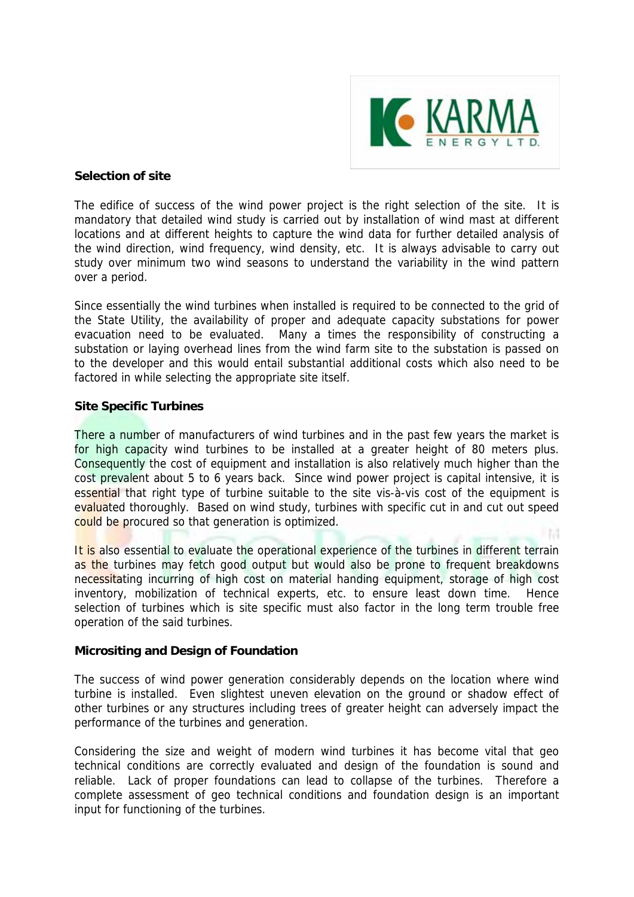### Selection of site

The edifice of success of the wind power project is the right selection of the site. It is mandatory that detailed wind study is carried out by installation of wind mast at different locations and at different heights to capture the wind data for further detailed analysis of the wind direction, wind frequency, wind density, etc. It is always advisable to carry out study over minimum two wind seasons to understand the variability in the wind pattern over a period.

Since essentially the wind turbines when installed is required to be connected to the grid of the State Utility, the availability of proper and adequate capacity substations for power evacuation need to be evaluated. Many a times the responsibility of constructing a substation or laying overhead lines from the wind farm site to the substation is passed on to the developer and this would entail substantial additional costs which also need to be factored in while selecting the appropriate site itself.

### Site Specific Turbines

There a number of manufacturers of wind turbines and in the past few years the market is for high capacity wind turbines to be installed at a greater height of 80 meters plus. Consequently the cost of equipment and installation is also relatively much higher than the cost prevalent about 5 to 6 years back. Since wind power project is capital intensive, it is essential that right type of turbine suitable to the site vis-à-vis cost of the equipment is evaluated thoroughly. Based on wind study, turbines with specific cut in and cut out speed could be procured so that generation is optimized.

It is also essential to evaluate the operational experience of the turbines in different terrain as the turbines may fetch good output but would also be prone to frequent breakdowns necessitating incurring of high cost on material handing equipment, storage of high cost inventory, mobilization of technical experts, etc. to ensure least down time. Hence selection of turbines which is site specific must also factor in the long term trouble free operation of the said turbines.

### Micrositing and Design of Foundation

The success of wind power generation considerably depends on the location where wind turbine is installed. Even slightest uneven elevation on the ground or shadow effect of other turbines or any structures including trees of greater height can adversely impact the performance of the turbines and generation.

Considering the size and weight of modern wind turbines it has become vital that geo technical conditions are correctly evaluated and design of the foundation is sound and reliable. Lack of proper foundations can lead to collapse of the turbines. Therefore a complete assessment of geo technical conditions and foundation design is an important input for functioning of the turbines.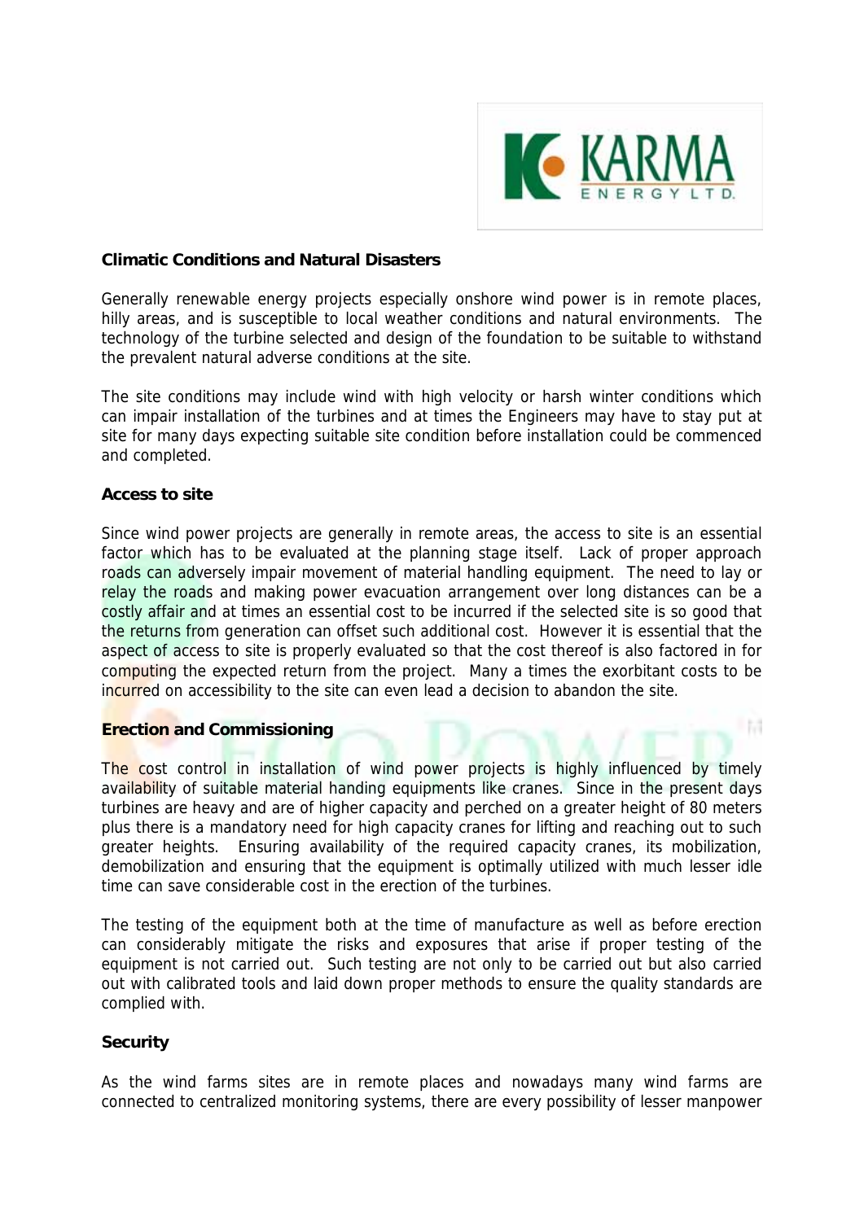### Climatic Conditions and Natural Disasters

Generally renewable energy projects especially onshore wind power is in remote places, hilly areas, and is susceptible to local weather conditions and natural environments. The technology of the turbine selected and design of the foundation to be suitable to withstand the prevalent natural adverse conditions at the site.

The site conditions may include wind with high velocity or harsh winter conditions which can impair installation of the turbines and at times the Engineers may have to stay put at site for many days expecting suitable site condition before installation could be commenced and completed.

### Access to site

Since wind power projects are generally in remote areas, the access to site is an essential factor which has to be evaluated at the planning stage itself. Lack of proper approach roads can adversely impair movement of material handling equipment. The need to lay or relay the roads and making power evacuation arrangement over long distances can be a costly affair and at times an essential cost to be incurred if the selected site is so good that the returns from generation can offset such additional cost. However it is essential that the aspect of access to site is properly evaluated so that the cost thereof is also factored in for computing the expected return from the project. Many a times the exorbitant costs to be incurred on accessibility to the site can even lead a decision to abandon the site.

### Erection and Commissioning

The cost control in installation of wind power projects is highly influenced by timely availability of suitable material handing equipments like cranes. Since in the present days turbines are heavy and are of higher capacity and perched on a greater height of 80 meters plus there is a mandatory need for high capacity cranes for lifting and reaching out to such greater heights. Ensuring availability of the required capacity cranes, its mobilization, demobilization and ensuring that the equipment is optimally utilized with much lesser idle time can save considerable cost in the erection of the turbines.

The testing of the equipment both at the time of manufacture as well as before erection can considerably mitigate the risks and exposures that arise if proper testing of the equipment is not carried out. Such testing are not only to be carried out but also carried out with calibrated tools and laid down proper methods to ensure the quality standards are complied with.

### Security

As the wind farms sites are in remote places and nowadays many wind farms are connected to centralized monitoring systems, there are every possibility of lesser manpower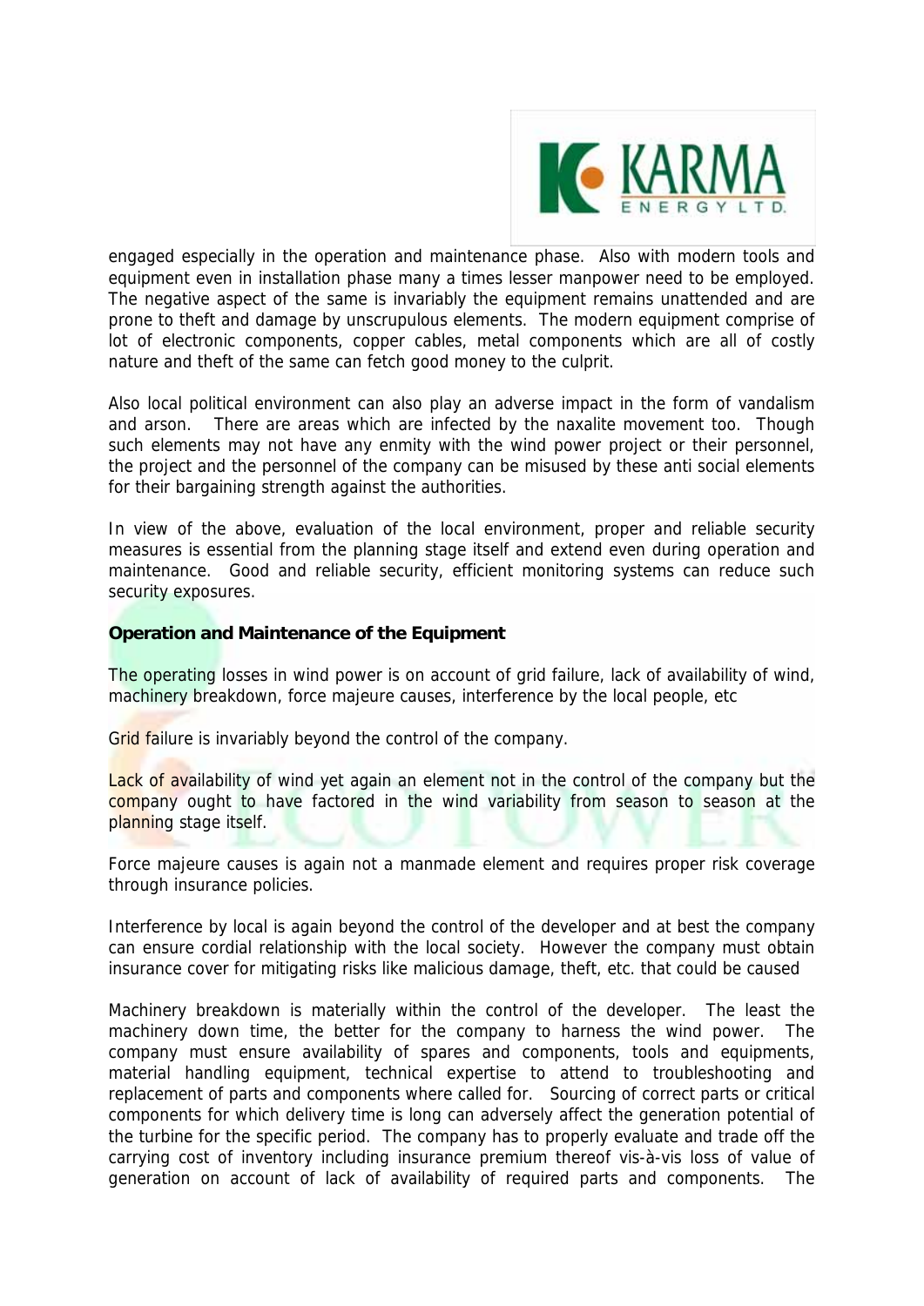engaged especially in the operation and maintenance phase. Also with modern tools and equipment even in installation phase many a times lesser manpower need to be employed. The negative aspect of the same is invariably the equipment remains unattended and are prone to theft and damage by unscrupulous elements. The modern equipment comprise of lot of electronic components, copper cables, metal components which are all of costly nature and theft of the same can fetch good money to the culprit.

Also local political environment can also play an adverse impact in the form of vandalism and arson. There are areas which are infected by the naxalite movement too. Though such elements may not have any enmity with the wind power project or their personnel, the project and the personnel of the company can be misused by these anti social elements for their bargaining strength against the authorities.

In view of the above, evaluation of the local environment, proper and reliable security measures is essential from the planning stage itself and extend even during operation and maintenance. Good and reliable security, efficient monitoring systems can reduce such security exposures.

**Operation and Maintenance of the Equipment**

The operating losses in wind power is on account of grid failure, lack of availability of wind, machinery breakdown, force majeure causes, interference by the local people, etc

Grid failure is invariably beyond the control of the company.

Lack of availability of wind yet again an element not in the control of the company but the company ought to have factored in the wind variability from season to season at the planning stage itself.

Force majeure causes is again not a manmade element and requires proper risk coverage through insurance policies.

Interference by local is again beyond the control of the developer and at best the company can ensure cordial relationship with the local society. However the company must obtain insurance cover for mitigating risks like malicious damage, theft, etc. that could be caused

Machinery breakdown is materially within the control of the developer. The least the machinery down time, the better for the company to harness the wind power. The company must ensure availability of spares and components, tools and equipments, material handling equipment, technical expertise to attend to troubleshooting and replacement of parts and components where called for. Sourcing of correct parts or critical components for which delivery time is long can adversely affect the generation potential of the turbine for the specific period. The company has to properly evaluate and trade off the carrying cost of inventory including insurance premium thereof vis-à-vis loss of value of generation on account of lack of availability of required parts and components. The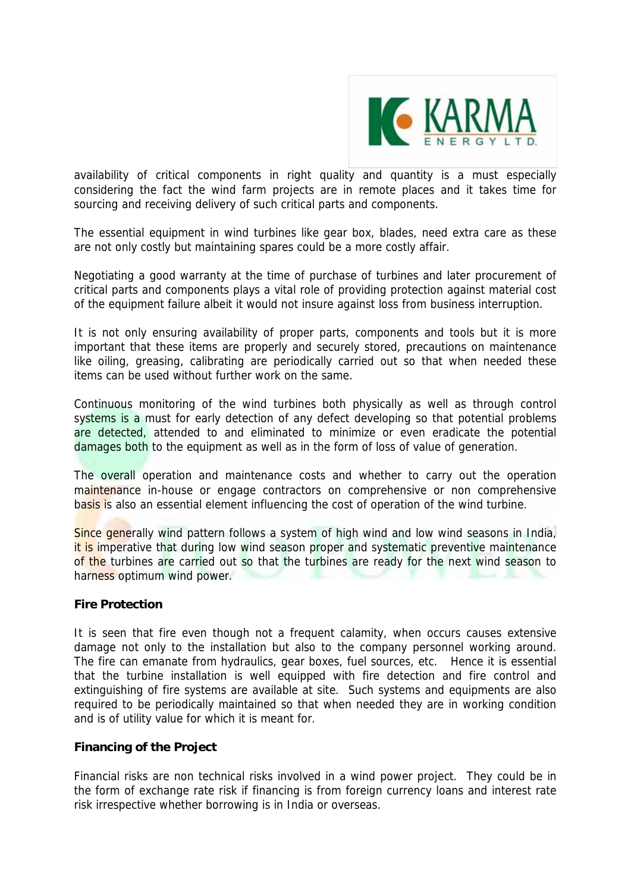availability of critical components in right quality and quantity is a must especially considering the fact the wind farm projects are in remote places and it takes time for sourcing and receiving delivery of such critical parts and components.

The essential equipment in wind turbines like gear box, blades, need extra care as these are not only costly but maintaining spares could be a more costly affair.

Negotiating a good warranty at the time of purchase of turbines and later procurement of critical parts and components plays a vital role of providing protection against material cost of the equipment failure albeit it would not insure against loss from business interruption.

It is not only ensuring availability of proper parts, components and tools but it is more important that these items are properly and securely stored, precautions on maintenance like oiling, greasing, calibrating are periodically carried out so that when needed these items can be used without further work on the same.

Continuous monitoring of the wind turbines both physically as well as through control systems is a must for early detection of any defect developing so that potential problems are detected, attended to and eliminated to minimize or even eradicate the potential damages both to the equipment as well as in the form of loss of value of generation.

The overall operation and maintenance costs and whether to carry out the operation maintenance in-house or engage contractors on comprehensive or non comprehensive basis is also an essential element influencing the cost of operation of the wind turbine.

Since generally wind pattern follows a system of high wind and low wind seasons in India, it is imperative that during low wind season proper and systematic preventive maintenance of the turbines are carried out so that the turbines are ready for the next wind season to harness optimum wind power.

**Fire Protection**

It is seen that fire even though not a frequent calamity, when occurs causes extensive damage not only to the installation but also to the company personnel working around. The fire can emanate from hydraulics, gear boxes, fuel sources, etc. Hence it is essential that the turbine installation is well equipped with fire detection and fire control and extinguishing of fire systems are available at site. Such systems and equipments are also required to be periodically maintained so that when needed they are in working condition and is of utility value for which it is meant for.

**Financing of the Project**

Financial risks are non technical risks involved in a wind power project. They could be in the form of exchange rate risk if financing is from foreign currency loans and interest rate risk irrespective whether borrowing is in India or overseas.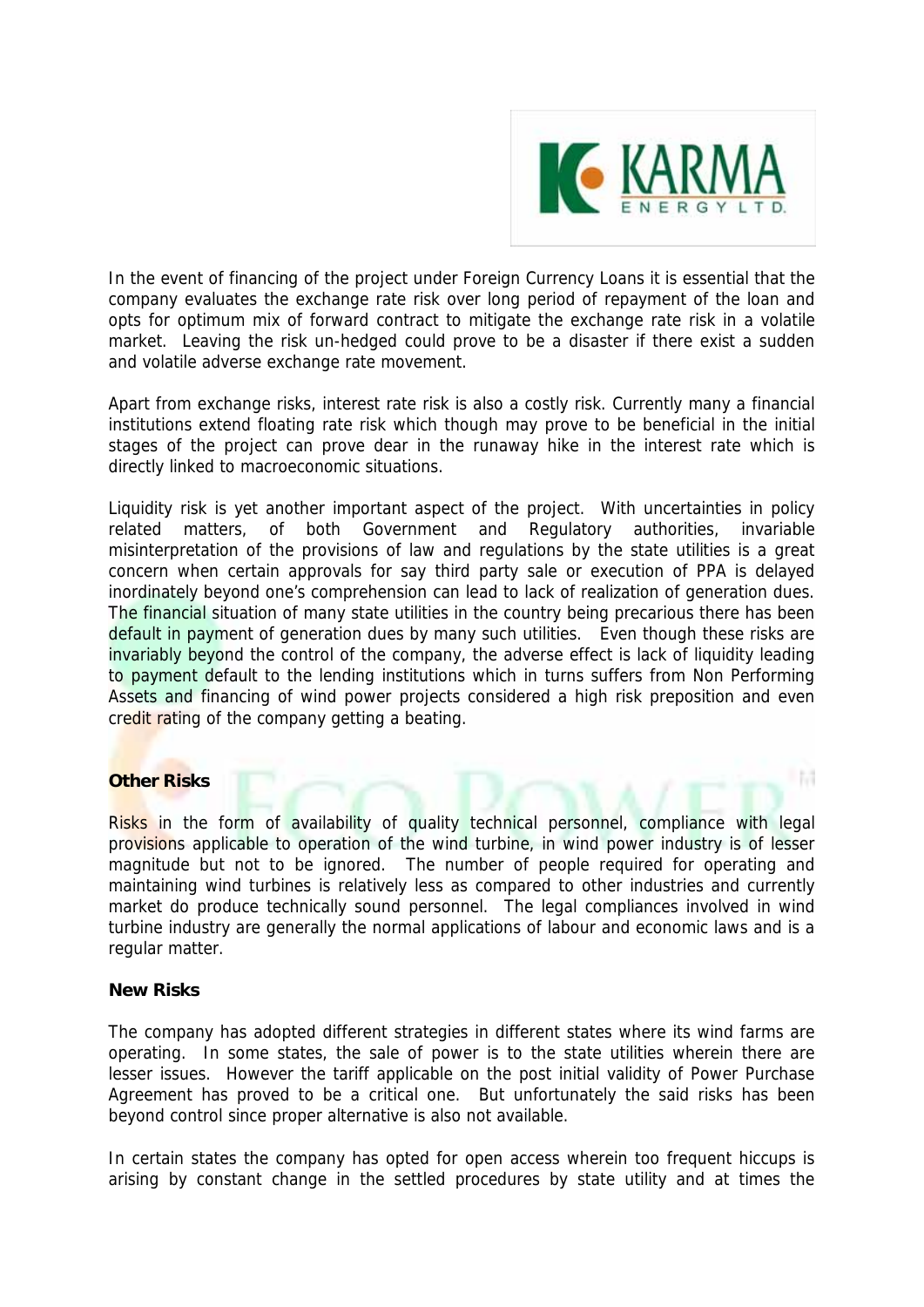In the event of financing of the project under Foreign Currency Loans it is essential that the company evaluates the exchange rate risk over long period of repayment of the loan and opts for optimum mix of forward contract to mitigate the exchange rate risk in a volatile market. Leaving the risk un-hedged could prove to be a disaster if there exist a sudden and volatile adverse exchange rate movement.

Apart from exchange risks, interest rate risk is also a costly risk. Currently many a financial institutions extend floating rate risk which though may prove to be beneficial in the initial stages of the project can prove dear in the runaway hike in the interest rate which is directly linked to macroeconomic situations.

Liquidity risk is yet another important aspect of the project. With uncertainties in policy related matters, of both Government and Regulatory authorities, invariable misinterpretation of the provisions of law and regulations by the state utilities is a great concern when certain approvals for say third party sale or execution of PPA is delayed inordinately beyond one's comprehension can lead to lack of realization of generation dues. The financial situation of many state utilities in the country being precarious there has been default in payment of generation dues by many such utilities. Even though these risks are invariably beyond the control of the company, the adverse effect is lack of liquidity leading to payment default to the lending institutions which in turns suffers from Non Performing Assets and financing of wind power projects considered a high risk preposition and even credit rating of the company getting a beating.

**Other Risks**

Risks in the form of availability of quality technical personnel, compliance with legal provisions applicable to operation of the wind turbine, in wind power industry is of lesser magnitude but not to be ignored. The number of people required for operating and maintaining wind turbines is relatively less as compared to other industries and currently market do produce technically sound personnel. The legal compliances involved in wind turbine industry are generally the normal applications of labour and economic laws and is a regular matter.

**New Risks**

The company has adopted different strategies in different states where its wind farms are operating. In some states, the sale of power is to the state utilities wherein there are lesser issues. However the tariff applicable on the post initial validity of Power Purchase Agreement has proved to be a critical one. But unfortunately the said risks has been beyond control since proper alternative is also not available.

In certain states the company has opted for open access wherein too frequent hiccups is arising by constant change in the settled procedures by state utility and at times the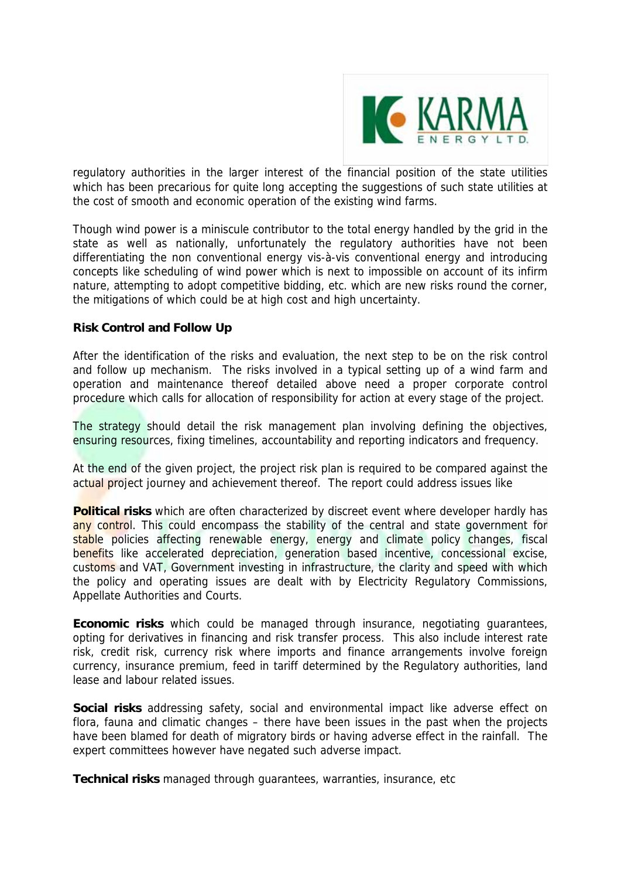regulatory authorities in the larger interest of the financial position of the state utilities which has been precarious for quite long accepting the suggestions of such state utilities at the cost of smooth and economic operation of the existing wind farms.

Though wind power is a miniscule contributor to the total energy handled by the grid in the state as well as nationally, unfortunately the regulatory authorities have not been differentiating the non conventional energy vis-à-vis conventional energy and introducing concepts like scheduling of wind power which is next to impossible on account of its infirm nature, attempting to adopt competitive bidding, etc. which are new risks round the corner, the mitigations of which could be at high cost and high uncertainty.

**Risk Control and Follow Up**

After the identification of the risks and evaluation, the next step to be on the risk control and follow up mechanism. The risks involved in a typical setting up of a wind farm and operation and maintenance thereof detailed above need a proper corporate control procedure which calls for allocation of responsibility for action at every stage of the project.

The strategy should detail the risk management plan involving defining the objectives, ensuring resources, fixing timelines, accountability and reporting indicators and frequency.

At the end of the given project, the project risk plan is required to be compared against the actual project journey and achievement thereof. The report could address issues like

**Political risks** which are often characterized by discreet event where developer hardly has any control. This could encompass the stability of the central and state government for stable policies affecting renewable energy, energy and climate policy changes, fiscal benefits like accelerated depreciation, generation based incentive, concessional excise, customs and VAT, Government investing in infrastructure, the clarity and speed with which the policy and operating issues are dealt with by Electricity Regulatory Commissions, Appellate Authorities and Courts.

**Economic risks** which could be managed through insurance, negotiating guarantees, opting for derivatives in financing and risk transfer process. This also include interest rate risk, credit risk, currency risk where imports and finance arrangements involve foreign currency, insurance premium, feed in tariff determined by the Regulatory authorities, land lease and labour related issues.

**Social risks** addressing safety, social and environmental impact like adverse effect on flora, fauna and climatic changes – there have been issues in the past when the projects have been blamed for death of migratory birds or having adverse effect in the rainfall. The expert committees however have negated such adverse impact.

**Technical risks** managed through guarantees, warranties, insurance, etc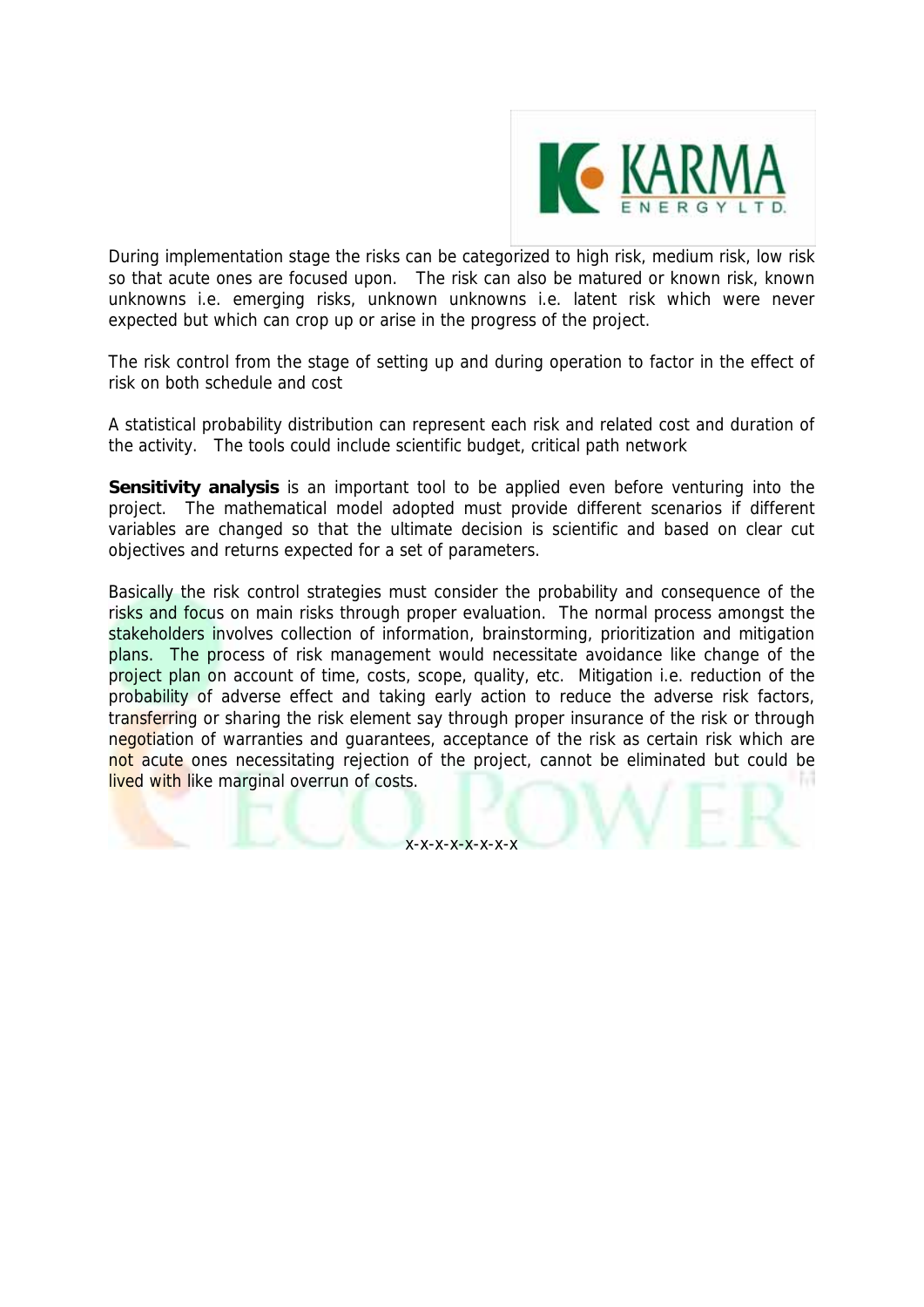During implementation stage the risks can be categorized to high risk, medium risk, low risk so that acute ones are focused upon. The risk can also be matured or known risk, known unknowns i.e. emerging risks, unknown unknowns i.e. latent risk which were never expected but which can crop up or arise in the progress of the project.

The risk control from the stage of setting up and during operation to factor in the effect of risk on both schedule and cost

A statistical probability distribution can represent each risk and related cost and duration of the activity. The tools could include scientific budget, critical path network

**Sensitivity analysis** is an important tool to be applied even before venturing into the project. The mathematical model adopted must provide different scenarios if different variables are changed so that the ultimate decision is scientific and based on clear cut objectives and returns expected for a set of parameters.

Basically the risk control strategies must consider the probability and consequence of the risks and focus on main risks through proper evaluation. The normal process amongst the stakeholders involves collection of information, brainstorming, prioritization and mitigation plans. The process of risk management would necessitate avoidance like change of the project plan on account of time, costs, scope, quality, etc. Mitigation i.e. reduction of the probability of adverse effect and taking early action to reduce the adverse risk factors, transferring or sharing the risk element say through proper insurance of the risk or through negotiation of warranties and guarantees, acceptance of the risk as certain risk which are not acute ones necessitating rejection of the project, cannot be eliminated but could be lived with like marginal overrun of costs.

x-x-x-x-x-x-x-x